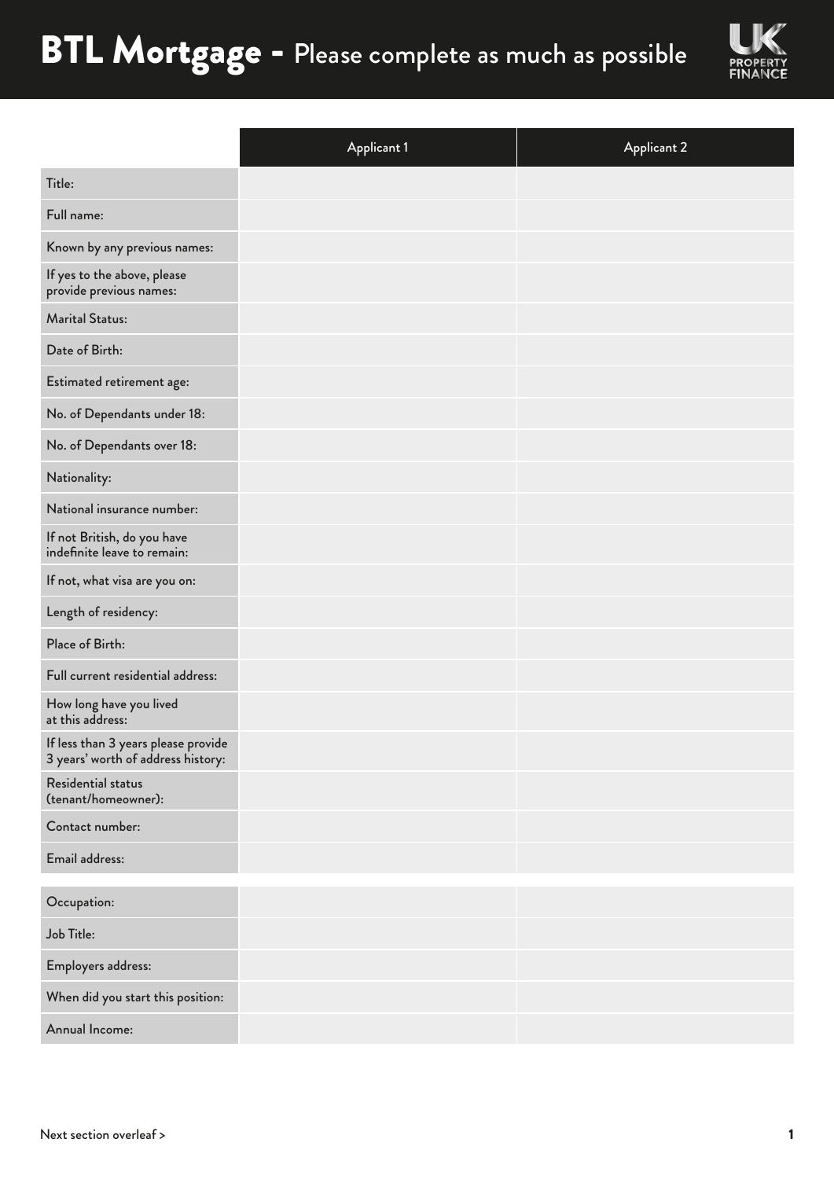# BTL Mortgage - Please complete as much as possible

UK PROPERTY FINANCE

| | Applicant 1 | Applicant 2 |
|---|---|---|
| Title: | | |
| Full name: | | |
| Known by any previous names: | | |
| If yes to the above, please provide previous names: | | |
| Marital Status: | | |
| Date of Birth: | | |
| Estimated retirement age: | | |
| No. of Dependants under 18: | | |
| No. of Dependants over 18: | | |
| Nationality: | | |
| National insurance number: | | |
| If not British, do you have indefinite leave to remain: | | |
| If not, what visa are you on: | | |
| Length of residency: | | |
| Place of Birth: | | |
| Full current residential address: | | |
| How long have you lived at this address: | | |
| If less than 3 years please provide 3 years' worth of address history: | | |
| Residential status (tenant/homeowner): | | |
| Contact number: | | |
| Email address: | | |

| | | |
|---|---|---|
| Occupation: | | |
| Job Title: | | |
| Employers address: | | |
| When did you start this position: | | |
| Annual Income: | | |

Next section overleaf >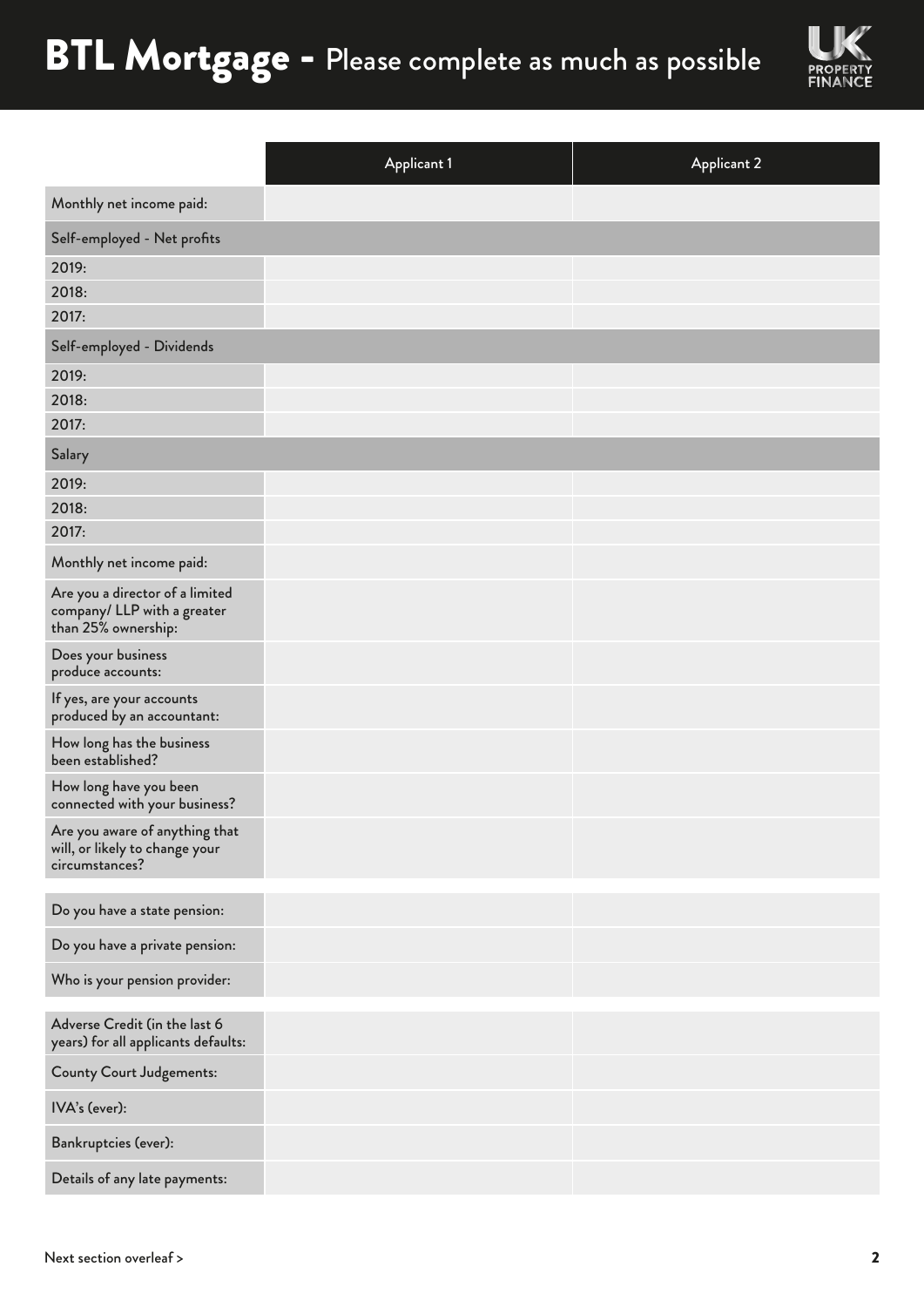# BTL Mortgage - Please complete as much as possible

| | Applicant 1 | Applicant 2 |
|---|---|---|
| Monthly net income paid: | | |
| **Self-employed - Net profits** | | |
| 2019: | | |
| 2018: | | |
| 2017: | | |
| **Self-employed - Dividends** | | |
| 2019: | | |
| 2018: | | |
| 2017: | | |
| **Salary** | | |
| 2019: | | |
| 2018: | | |
| 2017: | | |
| Monthly net income paid: | | |
| Are you a director of a limited company/ LLP with a greater than 25% ownership: | | |
| Does your business produce accounts: | | |
| If yes, are your accounts produced by an accountant: | | |
| How long has the business been established? | | |
| How long have you been connected with your business? | | |
| Are you aware of anything that will, or likely to change your circumstances? | | |

| | | |
|---|---|---|
| Do you have a state pension: | | |
| Do you have a private pension: | | |
| Who is your pension provider: | | |

| | | |
|---|---|---|
| Adverse Credit (in the last 6 years) for all applicants defaults: | | |
| County Court Judgements: | | |
| IVA's (ever): | | |
| Bankruptcies (ever): | | |
| Details of any late payments: | | |

Next section overleaf >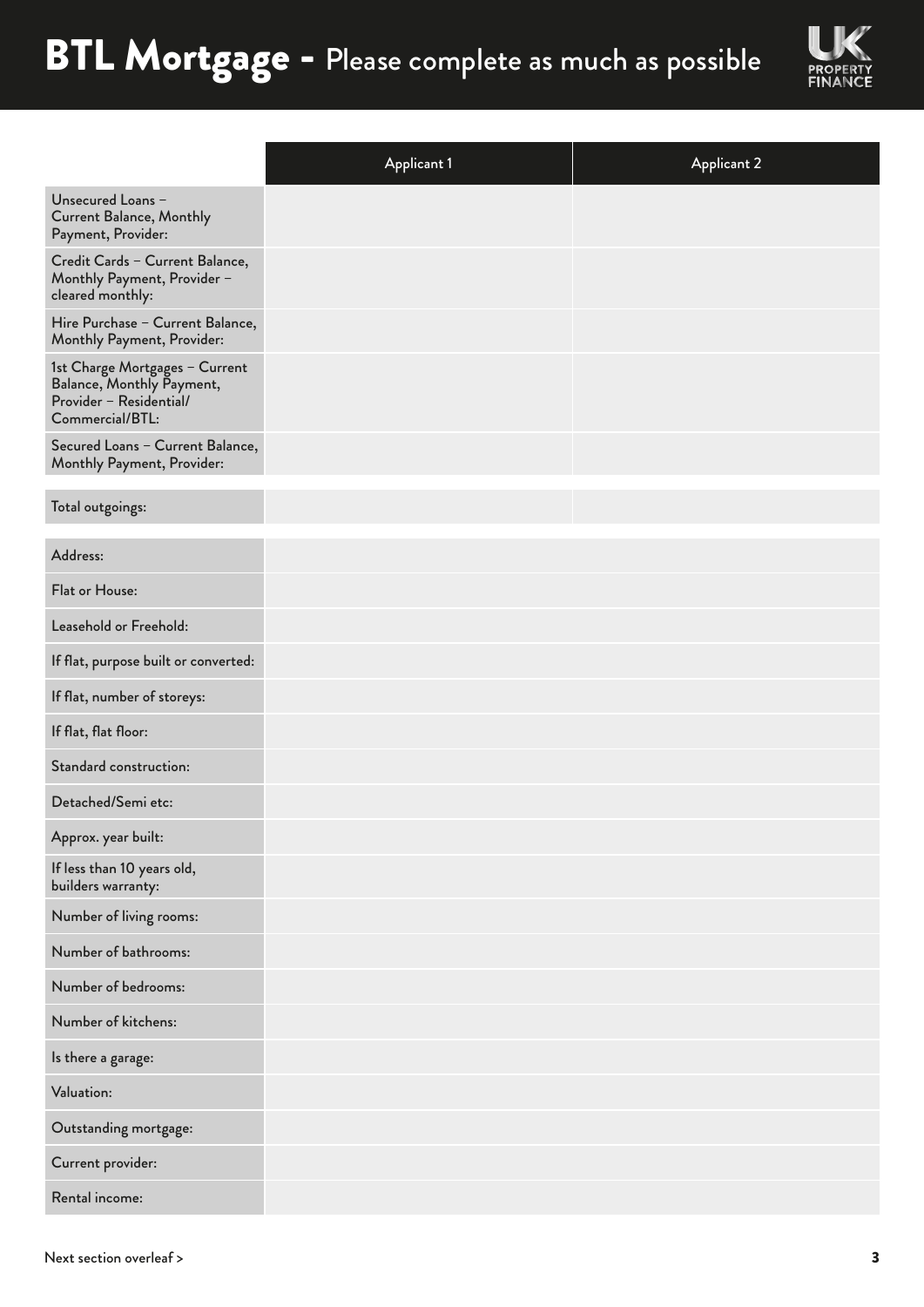# BTL Mortgage - Please complete as much as possible

| | Applicant 1 | Applicant 2 |
|---|---|---|
| Unsecured Loans – Current Balance, Monthly Payment, Provider: | | |
| Credit Cards – Current Balance, Monthly Payment, Provider – cleared monthly: | | |
| Hire Purchase – Current Balance, Monthly Payment, Provider: | | |
| 1st Charge Mortgages – Current Balance, Monthly Payment, Provider – Residential/ Commercial/BTL: | | |
| Secured Loans – Current Balance, Monthly Payment, Provider: | | |
| Total outgoings: | | |

| | |
|---|---|
| Address: | |
| Flat or House: | |
| Leasehold or Freehold: | |
| If flat, purpose built or converted: | |
| If flat, number of storeys: | |
| If flat, flat floor: | |
| Standard construction: | |
| Detached/Semi etc: | |
| Approx. year built: | |
| If less than 10 years old, builders warranty: | |
| Number of living rooms: | |
| Number of bathrooms: | |
| Number of bedrooms: | |
| Number of kitchens: | |
| Is there a garage: | |
| Valuation: | |
| Outstanding mortgage: | |
| Current provider: | |
| Rental income: | |

Next section overleaf >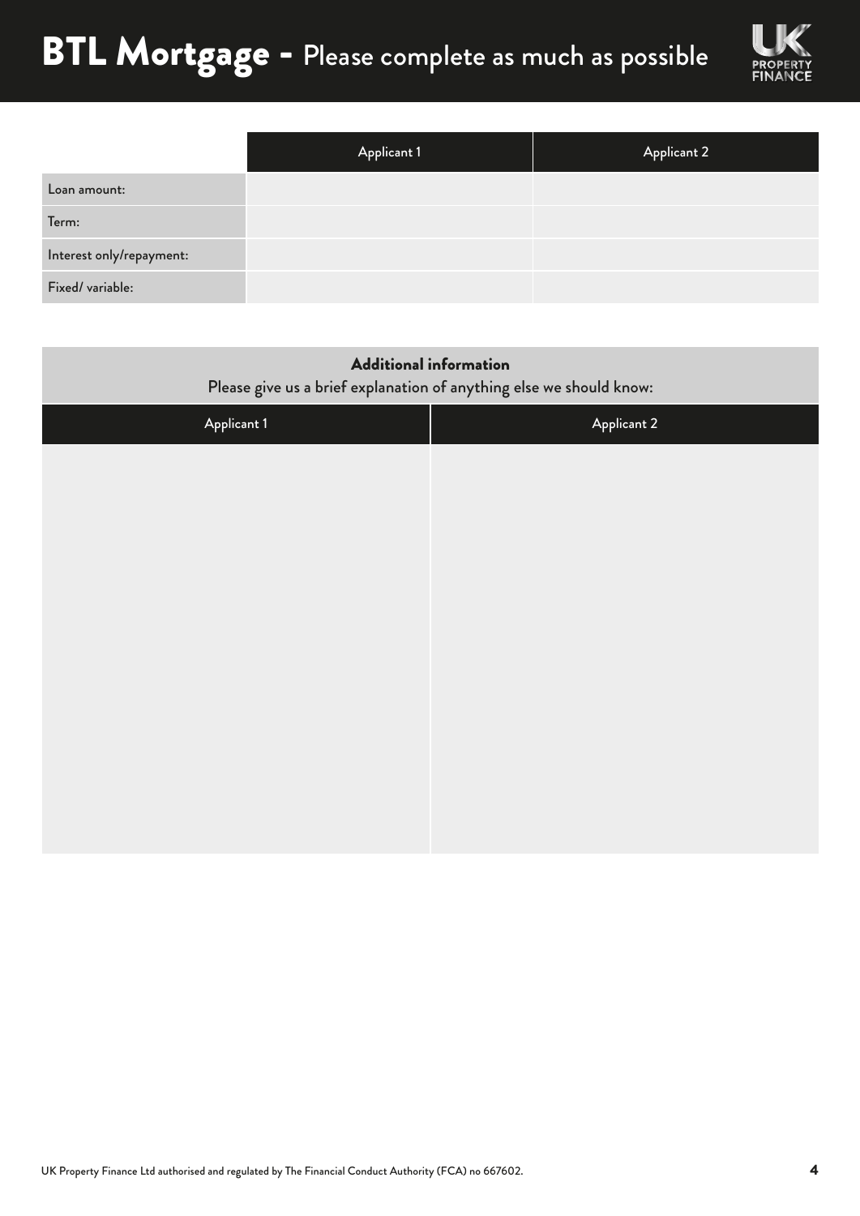# BTL Mortgage - Please complete as much as possible

| | Applicant 1 | Applicant 2 |
|---|---|---|
| Loan amount: | | |
| Term: | | |
| Interest only/repayment: | | |
| Fixed/ variable: | | |

**Additional information**

Please give us a brief explanation of anything else we should know:

| Applicant 1 | Applicant 2 |
|---|---|
| | |

UK Property Finance Ltd authorised and regulated by The Financial Conduct Authority (FCA) no 667602.